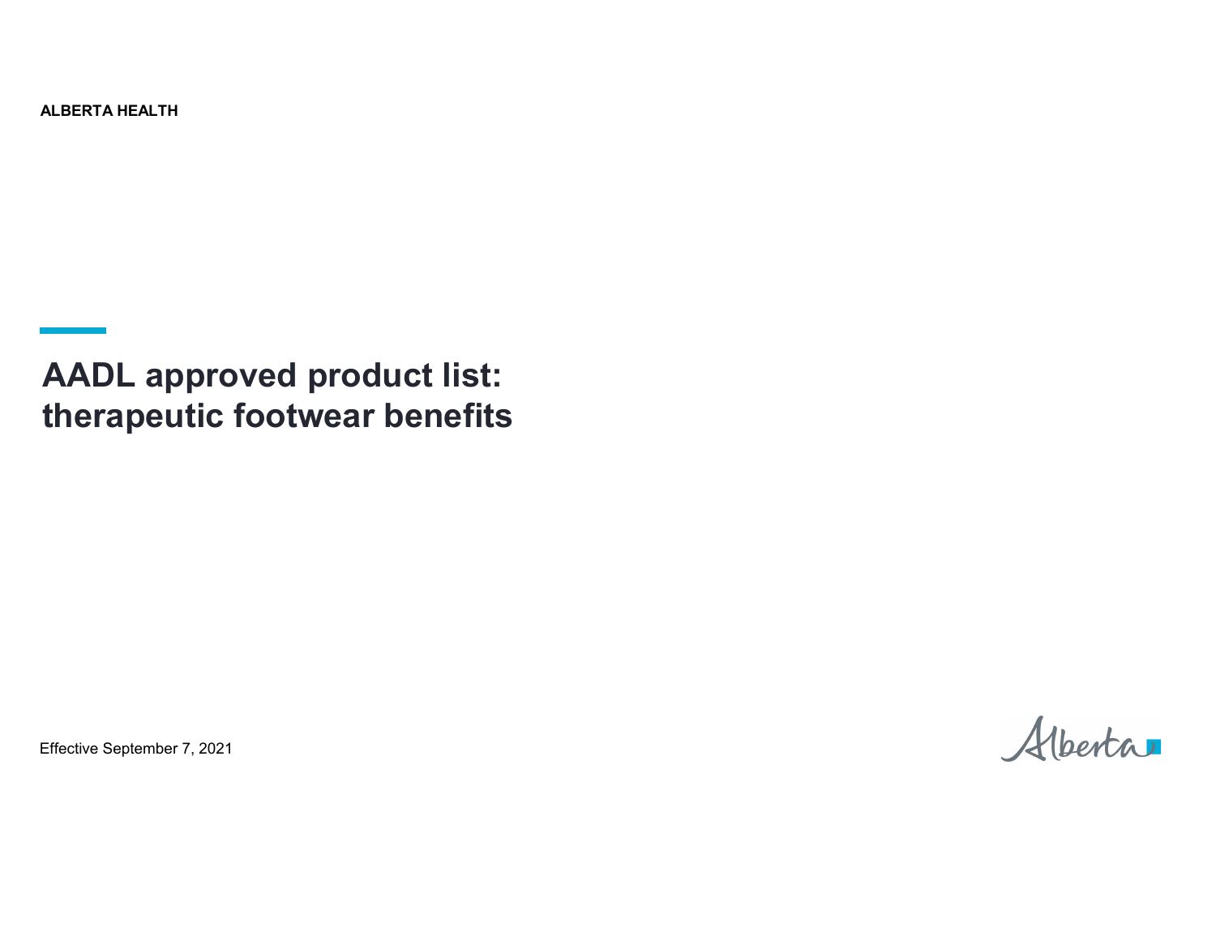**ALBERTA HEALTH**

# AADL approved product list: therapeutic footwear benefits

Effective September 7, 2021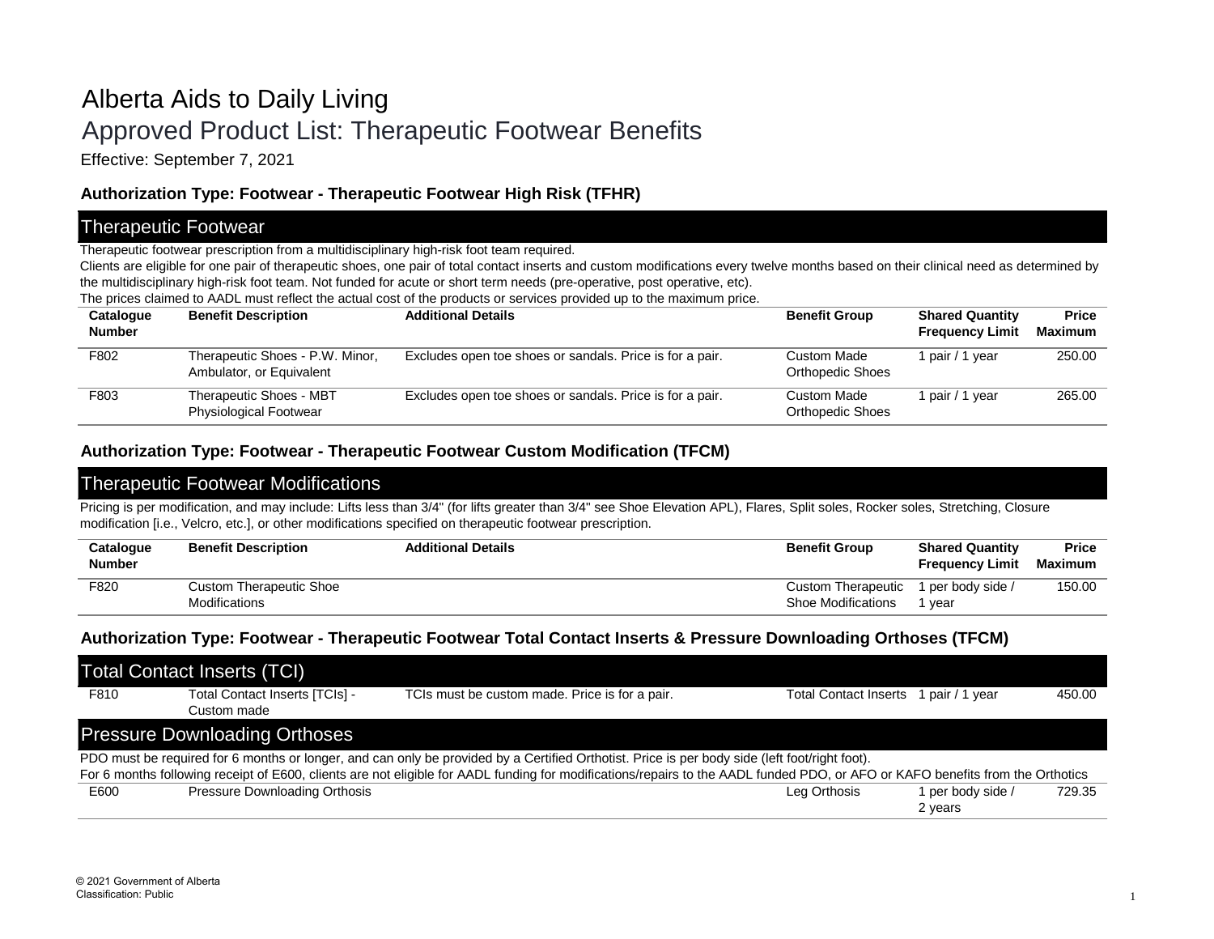# Alberta Aids to Daily Living

## Approved Product List: Therapeutic Footwear Benefits

Effective: September 7, 2021

### Authorization Type: Footwear - Therapeutic Footwear High Risk (TFHR)

## Therapeutic Footwear

Therapeutic footwear prescription from a multidisciplinary high-risk foot team required.

Clients are eligible for one pair of therapeutic shoes, one pair of total contact inserts and custom modifications every twelve months based on their clinical need as determined by the multidisciplinary high-risk foot team. Not funded for acute or short term needs (pre-operative, post operative, etc).

The prices claimed to AADL must reflect the actual cost of the products or services provided up to the maximum price.

| Catalogue Number | Benefit Description | Additional Details | Benefit Group | Shared Quantity Frequency Limit | Price Maximum |
|---|---|---|---|---|---|
| F802 | Therapeutic Shoes - P.W. Minor, Ambulator, or Equivalent | Excludes open toe shoes or sandals. Price is for a pair. | Custom Made Orthopedic Shoes | 1 pair / 1 year | 250.00 |
| F803 | Therapeutic Shoes - MBT Physiological Footwear | Excludes open toe shoes or sandals. Price is for a pair. | Custom Made Orthopedic Shoes | 1 pair / 1 year | 265.00 |

### Authorization Type: Footwear - Therapeutic Footwear Custom Modification (TFCM)

## Therapeutic Footwear Modifications

Pricing is per modification, and may include: Lifts less than 3/4" (for lifts greater than 3/4" see Shoe Elevation APL), Flares, Split soles, Rocker soles, Stretching, Closure modification [i.e., Velcro, etc.], or other modifications specified on therapeutic footwear prescription.

| Catalogue Number | Benefit Description | Additional Details | Benefit Group | Shared Quantity Frequency Limit | Price Maximum |
|---|---|---|---|---|---|
| F820 | Custom Therapeutic Shoe Modifications | | Custom Therapeutic Shoe Modifications | 1 per body side / 1 year | 150.00 |

### Authorization Type: Footwear - Therapeutic Footwear Total Contact Inserts & Pressure Downloading Orthoses (TFCM)

## Total Contact Inserts (TCI)

| | | | | | |
|---|---|---|---|---|---|
| F810 | Total Contact Inserts [TCIs] - Custom made | TCIs must be custom made. Price is for a pair. | Total Contact Inserts | 1 pair / 1 year | 450.00 |

## Pressure Downloading Orthoses

PDO must be required for 6 months or longer, and can only be provided by a Certified Orthotist. Price is per body side (left foot/right foot).

For 6 months following receipt of E600, clients are not eligible for AADL funding for modifications/repairs to the AADL funded PDO, or AFO or KAFO benefits from the Orthotics

| | | | | | |
|---|---|---|---|---|---|
| E600 | Pressure Downloading Orthosis | | Leg Orthosis | 1 per body side / 2 years | 729.35 |

© 2021 Government of Alberta
Classification: Public